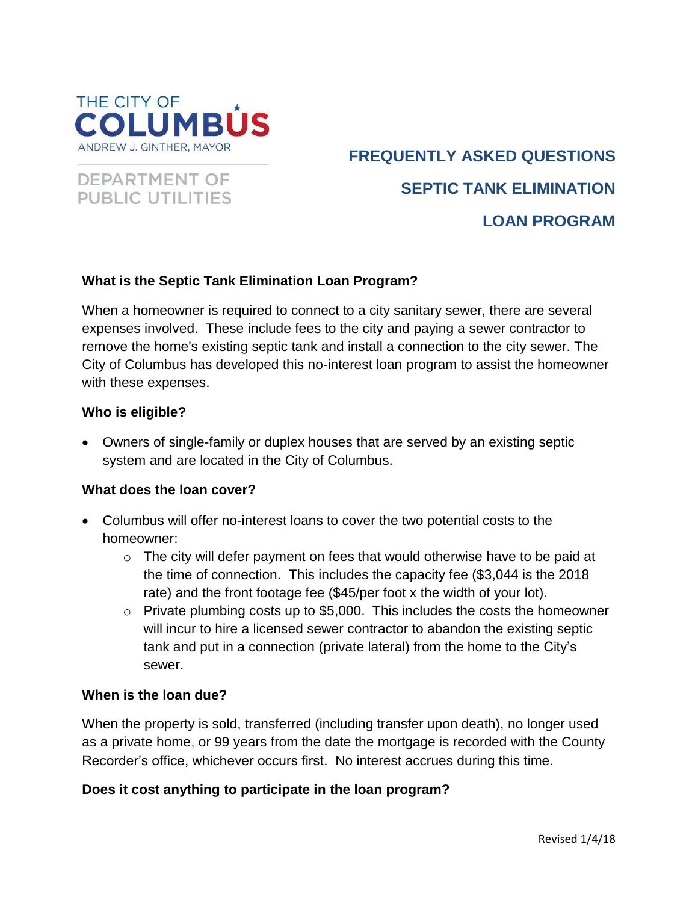THE CITY OF
COLUMBUS
ANDREW J. GINTHER, MAYOR

DEPARTMENT OF PUBLIC UTILITIES

# FREQUENTLY ASKED QUESTIONS
# SEPTIC TANK ELIMINATION
# LOAN PROGRAM

**What is the Septic Tank Elimination Loan Program?**

When a homeowner is required to connect to a city sanitary sewer, there are several expenses involved. These include fees to the city and paying a sewer contractor to remove the home's existing septic tank and install a connection to the city sewer. The City of Columbus has developed this no-interest loan program to assist the homeowner with these expenses.

**Who is eligible?**

- Owners of single-family or duplex houses that are served by an existing septic system and are located in the City of Columbus.

**What does the loan cover?**

- Columbus will offer no-interest loans to cover the two potential costs to the homeowner:
  - The city will defer payment on fees that would otherwise have to be paid at the time of connection. This includes the capacity fee ($3,044 is the 2018 rate) and the front footage fee ($45/per foot x the width of your lot).
  - Private plumbing costs up to $5,000. This includes the costs the homeowner will incur to hire a licensed sewer contractor to abandon the existing septic tank and put in a connection (private lateral) from the home to the City's sewer.

**When is the loan due?**

When the property is sold, transferred (including transfer upon death), no longer used as a private home, or 99 years from the date the mortgage is recorded with the County Recorder's office, whichever occurs first. No interest accrues during this time.

**Does it cost anything to participate in the loan program?**

Revised 1/4/18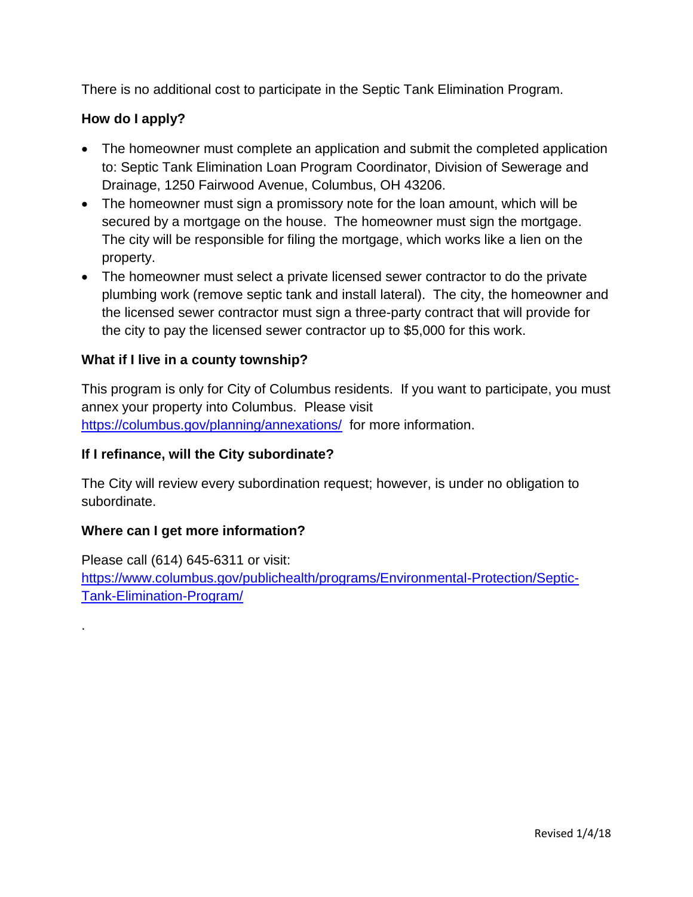There is no additional cost to participate in the Septic Tank Elimination Program.

**How do I apply?**

- The homeowner must complete an application and submit the completed application to: Septic Tank Elimination Loan Program Coordinator, Division of Sewerage and Drainage, 1250 Fairwood Avenue, Columbus, OH 43206.
- The homeowner must sign a promissory note for the loan amount, which will be secured by a mortgage on the house. The homeowner must sign the mortgage. The city will be responsible for filing the mortgage, which works like a lien on the property.
- The homeowner must select a private licensed sewer contractor to do the private plumbing work (remove septic tank and install lateral). The city, the homeowner and the licensed sewer contractor must sign a three-party contract that will provide for the city to pay the licensed sewer contractor up to $5,000 for this work.

**What if I live in a county township?**

This program is only for City of Columbus residents. If you want to participate, you must annex your property into Columbus. Please visit https://columbus.gov/planning/annexations/ for more information.

**If I refinance, will the City subordinate?**

The City will review every subordination request; however, is under no obligation to subordinate.

**Where can I get more information?**

Please call (614) 645-6311 or visit: https://www.columbus.gov/publichealth/programs/Environmental-Protection/Septic-Tank-Elimination-Program/

.

Revised 1/4/18